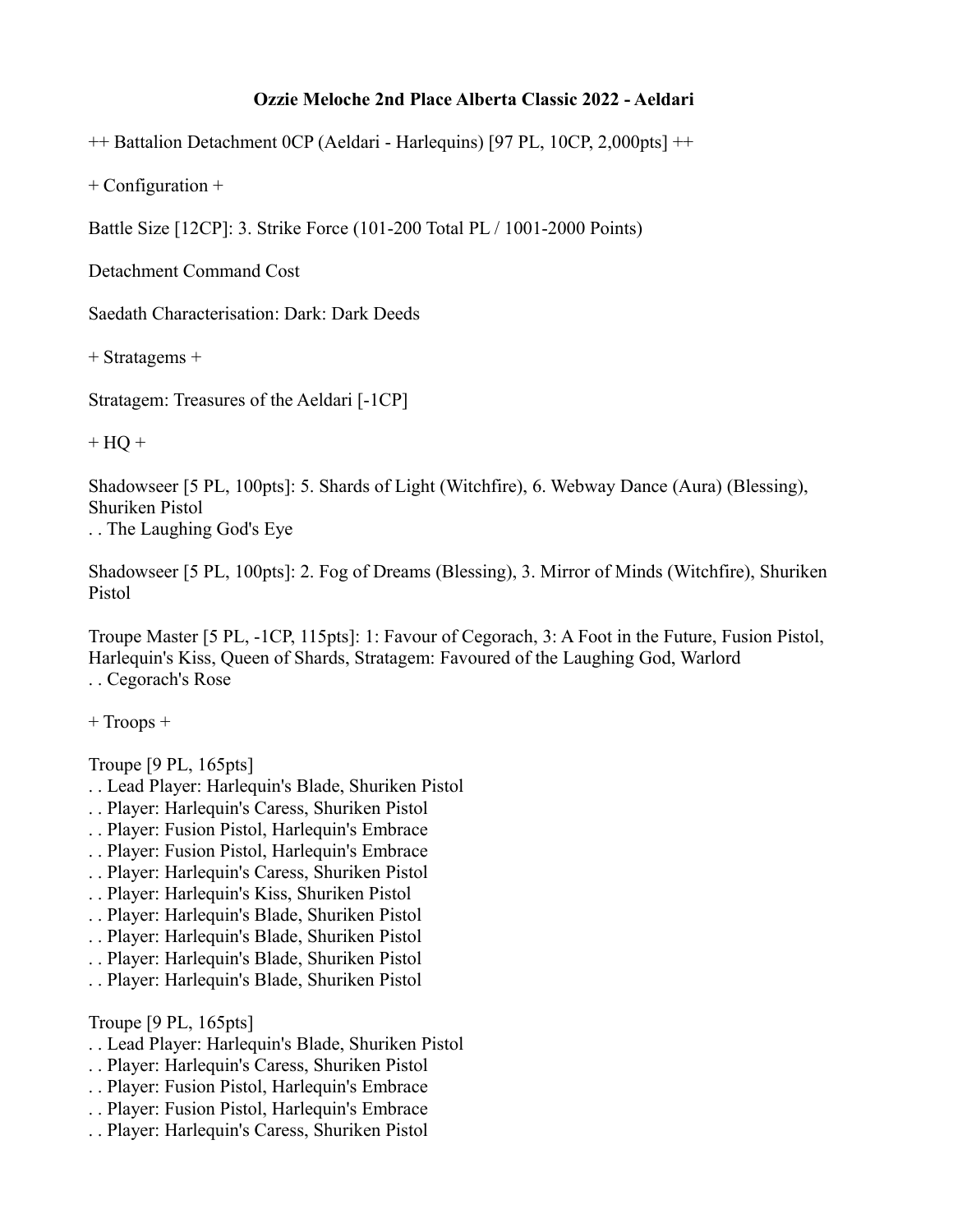# Ozzie Meloche 2nd Place Alberta Classic 2022 - Aeldari

++ Battalion Detachment 0CP (Aeldari - Harlequins) [97 PL, 10CP, 2,000pts] ++

+ Configuration +

Battle Size [12CP]: 3. Strike Force (101-200 Total PL / 1001-2000 Points)

Detachment Command Cost

Saedath Characterisation: Dark: Dark Deeds

+ Stratagems +

Stratagem: Treasures of the Aeldari [-1CP]

+ HQ +

Shadowseer [5 PL, 100pts]: 5. Shards of Light (Witchfire), 6. Webway Dance (Aura) (Blessing), Shuriken Pistol
. . The Laughing God's Eye

Shadowseer [5 PL, 100pts]: 2. Fog of Dreams (Blessing), 3. Mirror of Minds (Witchfire), Shuriken Pistol

Troupe Master [5 PL, -1CP, 115pts]: 1: Favour of Cegorach, 3: A Foot in the Future, Fusion Pistol, Harlequin's Kiss, Queen of Shards, Stratagem: Favoured of the Laughing God, Warlord
. . Cegorach's Rose

+ Troops +

Troupe [9 PL, 165pts]
. . Lead Player: Harlequin's Blade, Shuriken Pistol
. . Player: Harlequin's Caress, Shuriken Pistol
. . Player: Fusion Pistol, Harlequin's Embrace
. . Player: Fusion Pistol, Harlequin's Embrace
. . Player: Harlequin's Caress, Shuriken Pistol
. . Player: Harlequin's Kiss, Shuriken Pistol
. . Player: Harlequin's Blade, Shuriken Pistol
. . Player: Harlequin's Blade, Shuriken Pistol
. . Player: Harlequin's Blade, Shuriken Pistol
. . Player: Harlequin's Blade, Shuriken Pistol

Troupe [9 PL, 165pts]
. . Lead Player: Harlequin's Blade, Shuriken Pistol
. . Player: Harlequin's Caress, Shuriken Pistol
. . Player: Fusion Pistol, Harlequin's Embrace
. . Player: Fusion Pistol, Harlequin's Embrace
. . Player: Harlequin's Caress, Shuriken Pistol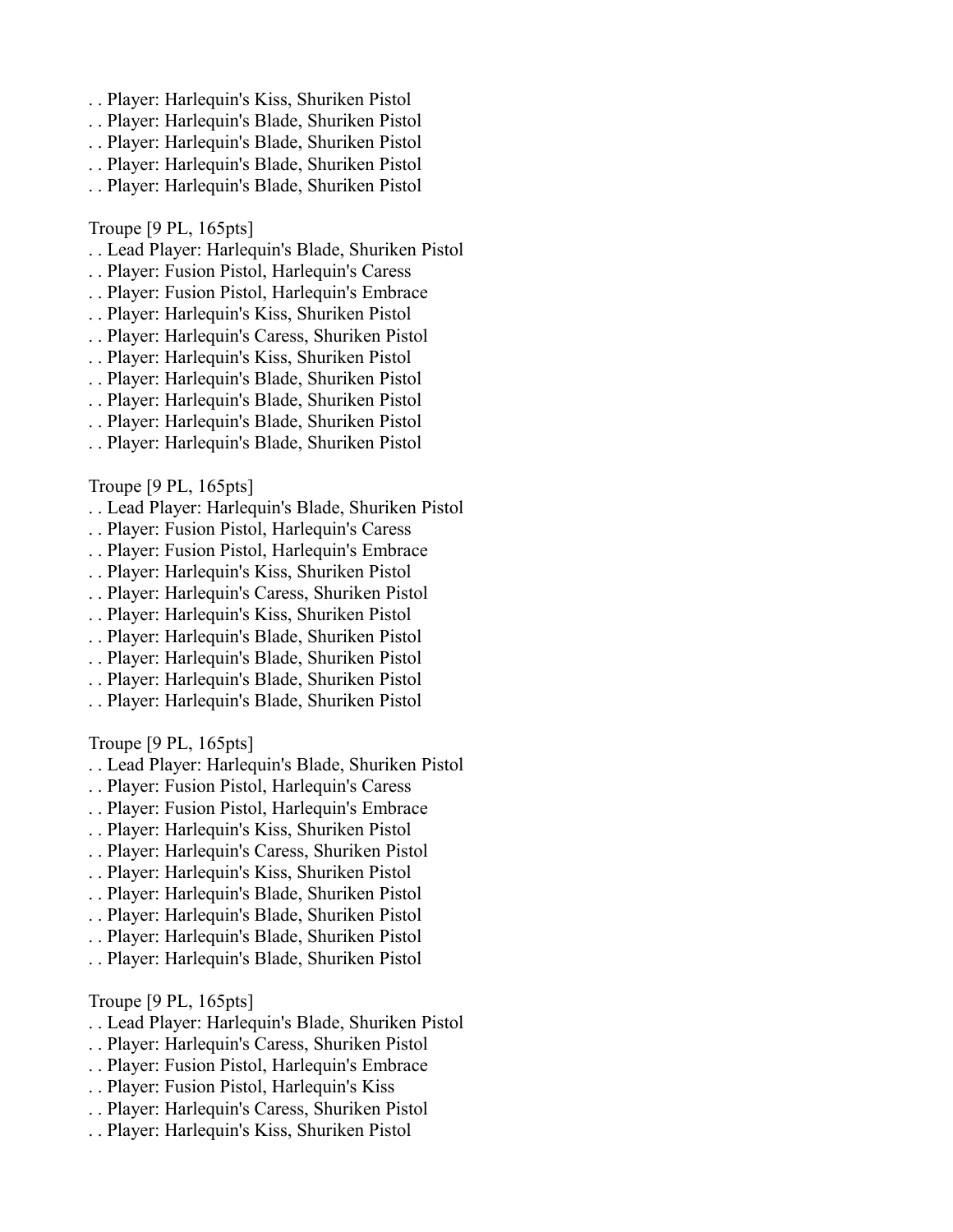. . Player: Harlequin's Kiss, Shuriken Pistol
. . Player: Harlequin's Blade, Shuriken Pistol
. . Player: Harlequin's Blade, Shuriken Pistol
. . Player: Harlequin's Blade, Shuriken Pistol
. . Player: Harlequin's Blade, Shuriken Pistol

Troupe [9 PL, 165pts]
. . Lead Player: Harlequin's Blade, Shuriken Pistol
. . Player: Fusion Pistol, Harlequin's Caress
. . Player: Fusion Pistol, Harlequin's Embrace
. . Player: Harlequin's Kiss, Shuriken Pistol
. . Player: Harlequin's Caress, Shuriken Pistol
. . Player: Harlequin's Kiss, Shuriken Pistol
. . Player: Harlequin's Blade, Shuriken Pistol
. . Player: Harlequin's Blade, Shuriken Pistol
. . Player: Harlequin's Blade, Shuriken Pistol
. . Player: Harlequin's Blade, Shuriken Pistol

Troupe [9 PL, 165pts]
. . Lead Player: Harlequin's Blade, Shuriken Pistol
. . Player: Fusion Pistol, Harlequin's Caress
. . Player: Fusion Pistol, Harlequin's Embrace
. . Player: Harlequin's Kiss, Shuriken Pistol
. . Player: Harlequin's Caress, Shuriken Pistol
. . Player: Harlequin's Kiss, Shuriken Pistol
. . Player: Harlequin's Blade, Shuriken Pistol
. . Player: Harlequin's Blade, Shuriken Pistol
. . Player: Harlequin's Blade, Shuriken Pistol
. . Player: Harlequin's Blade, Shuriken Pistol

Troupe [9 PL, 165pts]
. . Lead Player: Harlequin's Blade, Shuriken Pistol
. . Player: Fusion Pistol, Harlequin's Caress
. . Player: Fusion Pistol, Harlequin's Embrace
. . Player: Harlequin's Kiss, Shuriken Pistol
. . Player: Harlequin's Caress, Shuriken Pistol
. . Player: Harlequin's Kiss, Shuriken Pistol
. . Player: Harlequin's Blade, Shuriken Pistol
. . Player: Harlequin's Blade, Shuriken Pistol
. . Player: Harlequin's Blade, Shuriken Pistol
. . Player: Harlequin's Blade, Shuriken Pistol

Troupe [9 PL, 165pts]
. . Lead Player: Harlequin's Blade, Shuriken Pistol
. . Player: Harlequin's Caress, Shuriken Pistol
. . Player: Fusion Pistol, Harlequin's Embrace
. . Player: Fusion Pistol, Harlequin's Kiss
. . Player: Harlequin's Caress, Shuriken Pistol
. . Player: Harlequin's Kiss, Shuriken Pistol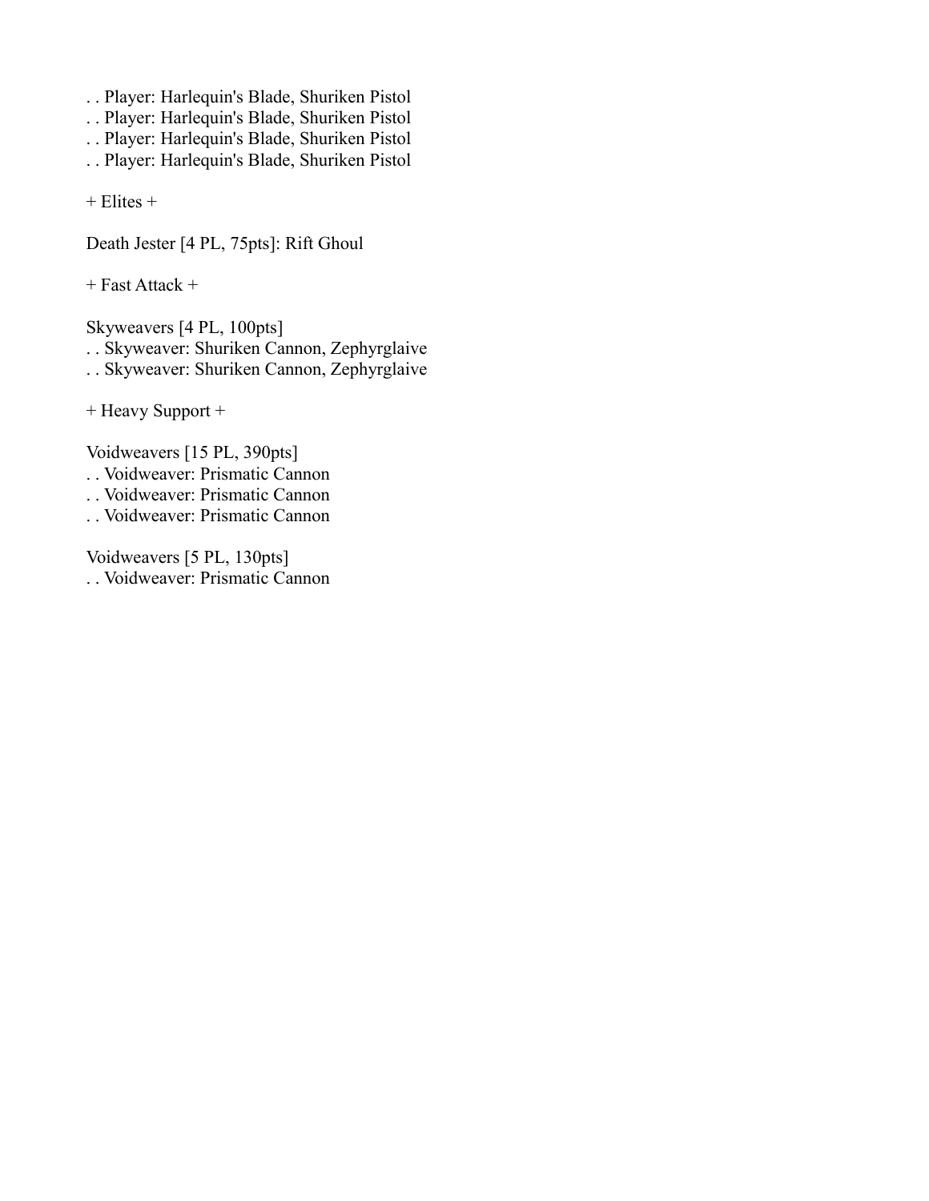. . Player: Harlequin's Blade, Shuriken Pistol
. . Player: Harlequin's Blade, Shuriken Pistol
. . Player: Harlequin's Blade, Shuriken Pistol
. . Player: Harlequin's Blade, Shuriken Pistol

+ Elites +

Death Jester [4 PL, 75pts]: Rift Ghoul

+ Fast Attack +

Skyweavers [4 PL, 100pts]
. . Skyweaver: Shuriken Cannon, Zephyrglaive
. . Skyweaver: Shuriken Cannon, Zephyrglaive

+ Heavy Support +

Voidweavers [15 PL, 390pts]
. . Voidweaver: Prismatic Cannon
. . Voidweaver: Prismatic Cannon
. . Voidweaver: Prismatic Cannon

Voidweavers [5 PL, 130pts]
. . Voidweaver: Prismatic Cannon